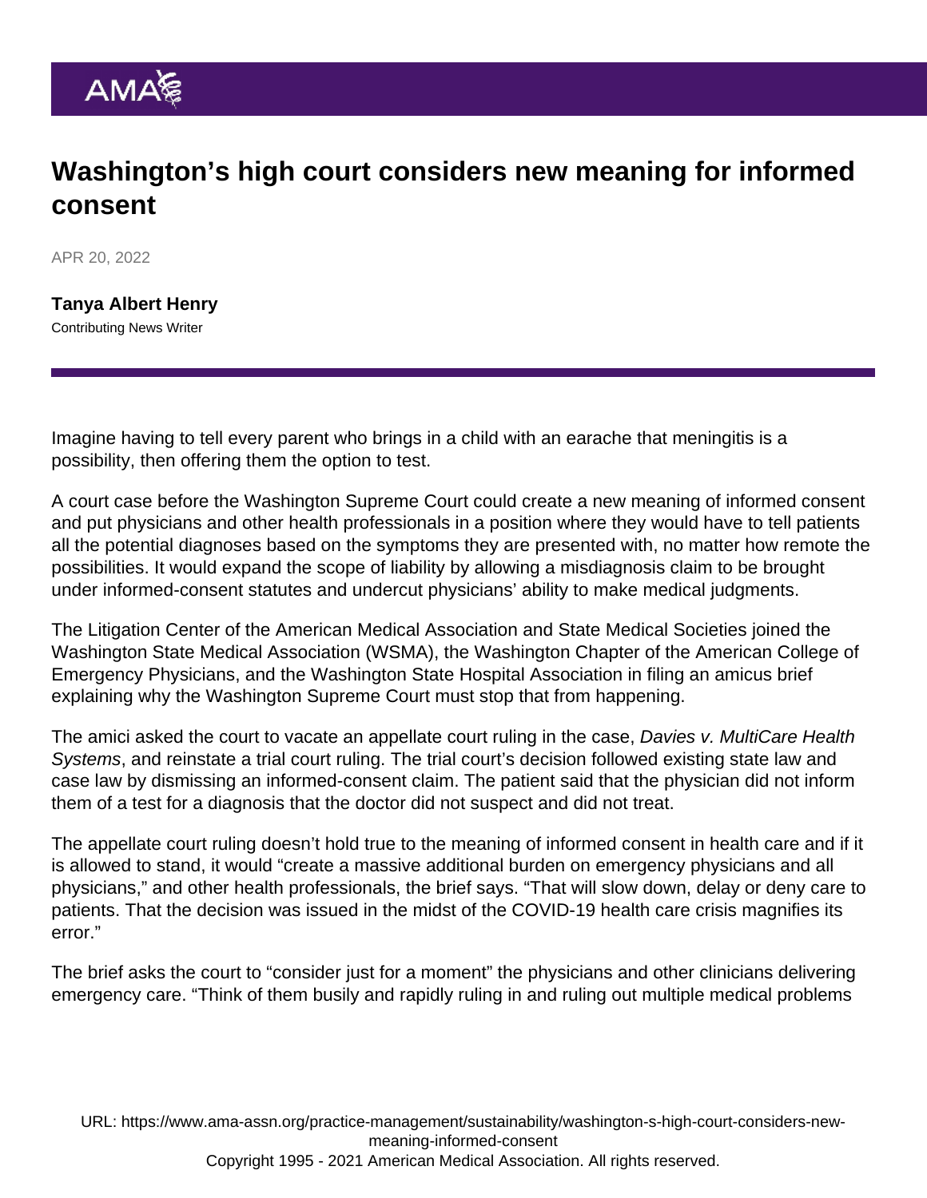# Washington's high court considers new meaning for informed consent

APR 20, 2022

**Tanya Albert Henry**
Contributing News Writer

Imagine having to tell every parent who brings in a child with an earache that meningitis is a possibility, then offering them the option to test.

A court case before the Washington Supreme Court could create a new meaning of informed consent and put physicians and other health professionals in a position where they would have to tell patients all the potential diagnoses based on the symptoms they are presented with, no matter how remote the possibilities. It would expand the scope of liability by allowing a misdiagnosis claim to be brought under informed-consent statutes and undercut physicians' ability to make medical judgments.

The Litigation Center of the American Medical Association and State Medical Societies joined the Washington State Medical Association (WSMA), the Washington Chapter of the American College of Emergency Physicians, and the Washington State Hospital Association in filing an amicus brief explaining why the Washington Supreme Court must stop that from happening.

The amici asked the court to vacate an appellate court ruling in the case, *Davies v. MultiCare Health Systems*, and reinstate a trial court ruling. The trial court's decision followed existing state law and case law by dismissing an informed-consent claim. The patient said that the physician did not inform them of a test for a diagnosis that the doctor did not suspect and did not treat.

The appellate court ruling doesn't hold true to the meaning of informed consent in health care and if it is allowed to stand, it would "create a massive additional burden on emergency physicians and all physicians," and other health professionals, the brief says. "That will slow down, delay or deny care to patients. That the decision was issued in the midst of the COVID-19 health care crisis magnifies its error."

The brief asks the court to "consider just for a moment" the physicians and other clinicians delivering emergency care. "Think of them busily and rapidly ruling in and ruling out multiple medical problems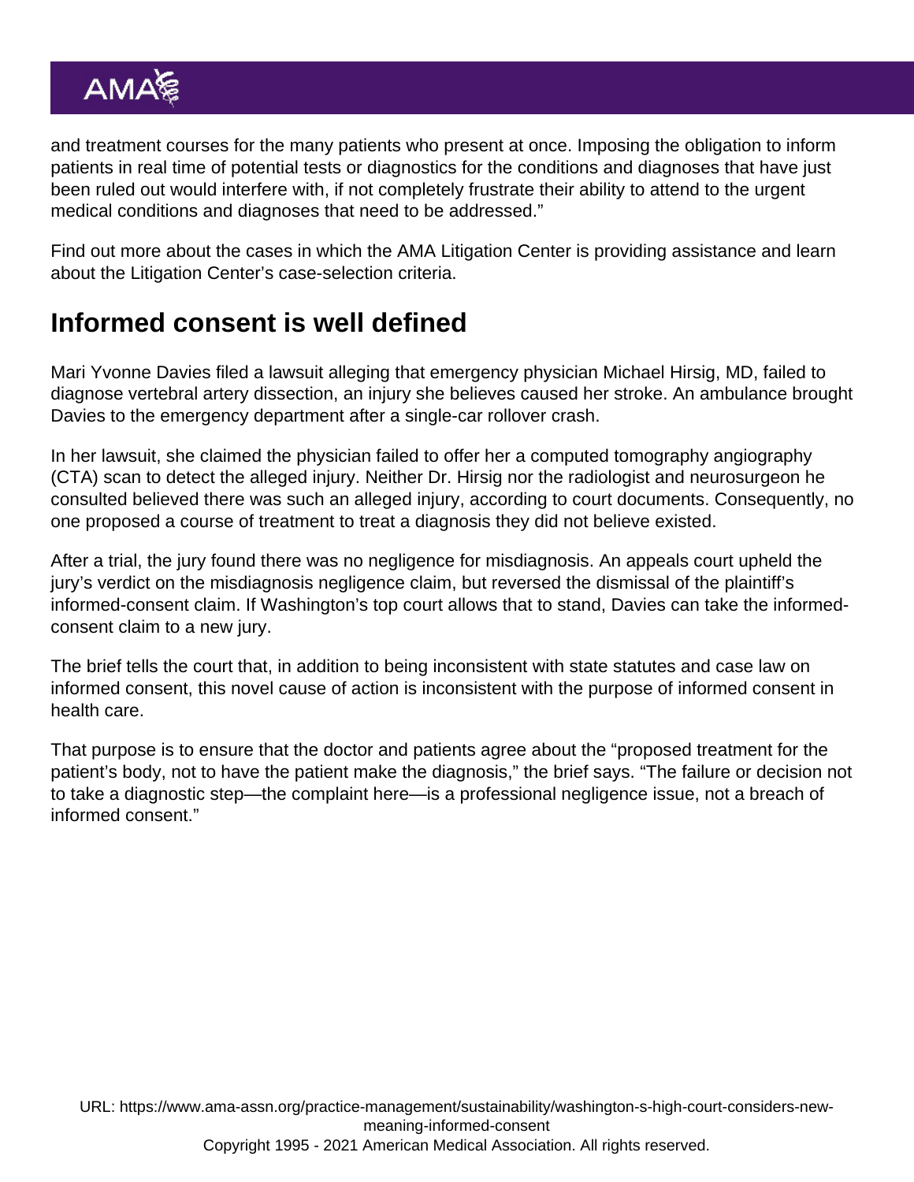and treatment courses for the many patients who present at once. Imposing the obligation to inform patients in real time of potential tests or diagnostics for the conditions and diagnoses that have just been ruled out would interfere with, if not completely frustrate their ability to attend to the urgent medical conditions and diagnoses that need to be addressed."

Find out more about the cases in which the AMA Litigation Center is providing assistance and learn about the Litigation Center's case-selection criteria.

## Informed consent is well defined

Mari Yvonne Davies filed a lawsuit alleging that emergency physician Michael Hirsig, MD, failed to diagnose vertebral artery dissection, an injury she believes caused her stroke. An ambulance brought Davies to the emergency department after a single-car rollover crash.

In her lawsuit, she claimed the physician failed to offer her a computed tomography angiography (CTA) scan to detect the alleged injury. Neither Dr. Hirsig nor the radiologist and neurosurgeon he consulted believed there was such an alleged injury, according to court documents. Consequently, no one proposed a course of treatment to treat a diagnosis they did not believe existed.

After a trial, the jury found there was no negligence for misdiagnosis. An appeals court upheld the jury's verdict on the misdiagnosis negligence claim, but reversed the dismissal of the plaintiff's informed-consent claim. If Washington's top court allows that to stand, Davies can take the informed-consent claim to a new jury.

The brief tells the court that, in addition to being inconsistent with state statutes and case law on informed consent, this novel cause of action is inconsistent with the purpose of informed consent in health care.

That purpose is to ensure that the doctor and patients agree about the "proposed treatment for the patient's body, not to have the patient make the diagnosis," the brief says. "The failure or decision not to take a diagnostic step—the complaint here—is a professional negligence issue, not a breach of informed consent."